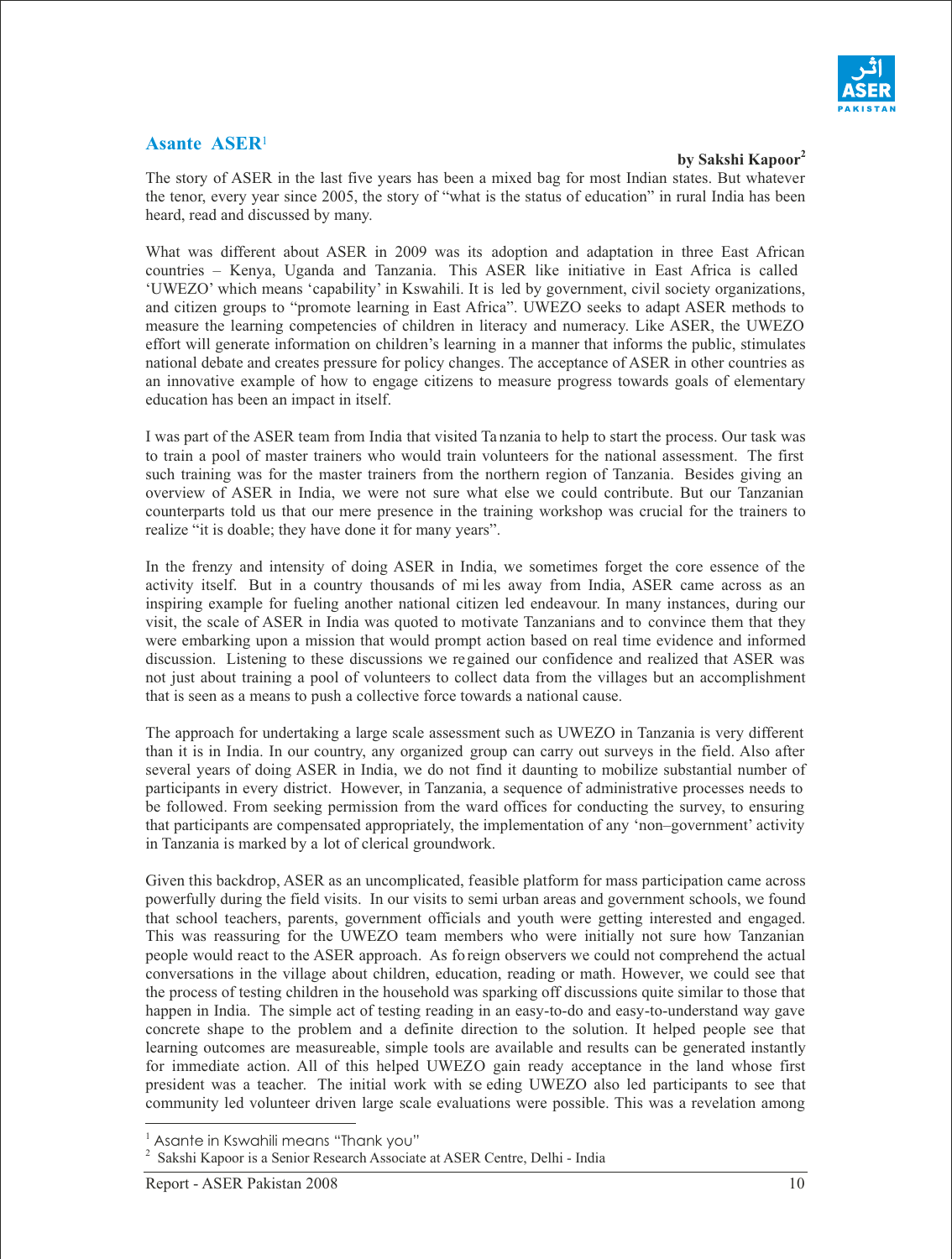## Asante ASER[1]

**by Sakshi Kapoor[2]**

The story of ASER in the last five years has been a mixed bag for most Indian states. But whatever the tenor, every year since 2005, the story of "what is the status of education" in rural India has been heard, read and discussed by many.

What was different about ASER in 2009 was its adoption and adaptation in three East African countries – Kenya, Uganda and Tanzania. This ASER like initiative in East Africa is called 'UWEZO' which means 'capability' in Kswahili. It is led by government, civil society organizations, and citizen groups to "promote learning in East Africa". UWEZO seeks to adapt ASER methods to measure the learning competencies of children in literacy and numeracy. Like ASER, the UWEZO effort will generate information on children's learning in a manner that informs the public, stimulates national debate and creates pressure for policy changes. The acceptance of ASER in other countries as an innovative example of how to engage citizens to measure progress towards goals of elementary education has been an impact in itself.

I was part of the ASER team from India that visited Tanzania to help to start the process. Our task was to train a pool of master trainers who would train volunteers for the national assessment. The first such training was for the master trainers from the northern region of Tanzania. Besides giving an overview of ASER in India, we were not sure what else we could contribute. But our Tanzanian counterparts told us that our mere presence in the training workshop was crucial for the trainers to realize "it is doable; they have done it for many years".

In the frenzy and intensity of doing ASER in India, we sometimes forget the core essence of the activity itself. But in a country thousands of miles away from India, ASER came across as an inspiring example for fueling another national citizen led endeavour. In many instances, during our visit, the scale of ASER in India was quoted to motivate Tanzanians and to convince them that they were embarking upon a mission that would prompt action based on real time evidence and informed discussion. Listening to these discussions we regained our confidence and realized that ASER was not just about training a pool of volunteers to collect data from the villages but an accomplishment that is seen as a means to push a collective force towards a national cause.

The approach for undertaking a large scale assessment such as UWEZO in Tanzania is very different than it is in India. In our country, any organized group can carry out surveys in the field. Also after several years of doing ASER in India, we do not find it daunting to mobilize substantial number of participants in every district. However, in Tanzania, a sequence of administrative processes needs to be followed. From seeking permission from the ward offices for conducting the survey, to ensuring that participants are compensated appropriately, the implementation of any 'non–government' activity in Tanzania is marked by a lot of clerical groundwork.

Given this backdrop, ASER as an uncomplicated, feasible platform for mass participation came across powerfully during the field visits. In our visits to semi urban areas and government schools, we found that school teachers, parents, government officials and youth were getting interested and engaged. This was reassuring for the UWEZO team members who were initially not sure how Tanzanian people would react to the ASER approach. As foreign observers we could not comprehend the actual conversations in the village about children, education, reading or math. However, we could see that the process of testing children in the household was sparking off discussions quite similar to those that happen in India. The simple act of testing reading in an easy-to-do and easy-to-understand way gave concrete shape to the problem and a definite direction to the solution. It helped people see that learning outcomes are measureable, simple tools are available and results can be generated instantly for immediate action. All of this helped UWEZO gain ready acceptance in the land whose first president was a teacher. The initial work with seeding UWEZO also led participants to see that community led volunteer driven large scale evaluations were possible. This was a revelation among

---

[1] Asante in Kswahili means "Thank you"

[2] Sakshi Kapoor is a Senior Research Associate at ASER Centre, Delhi - India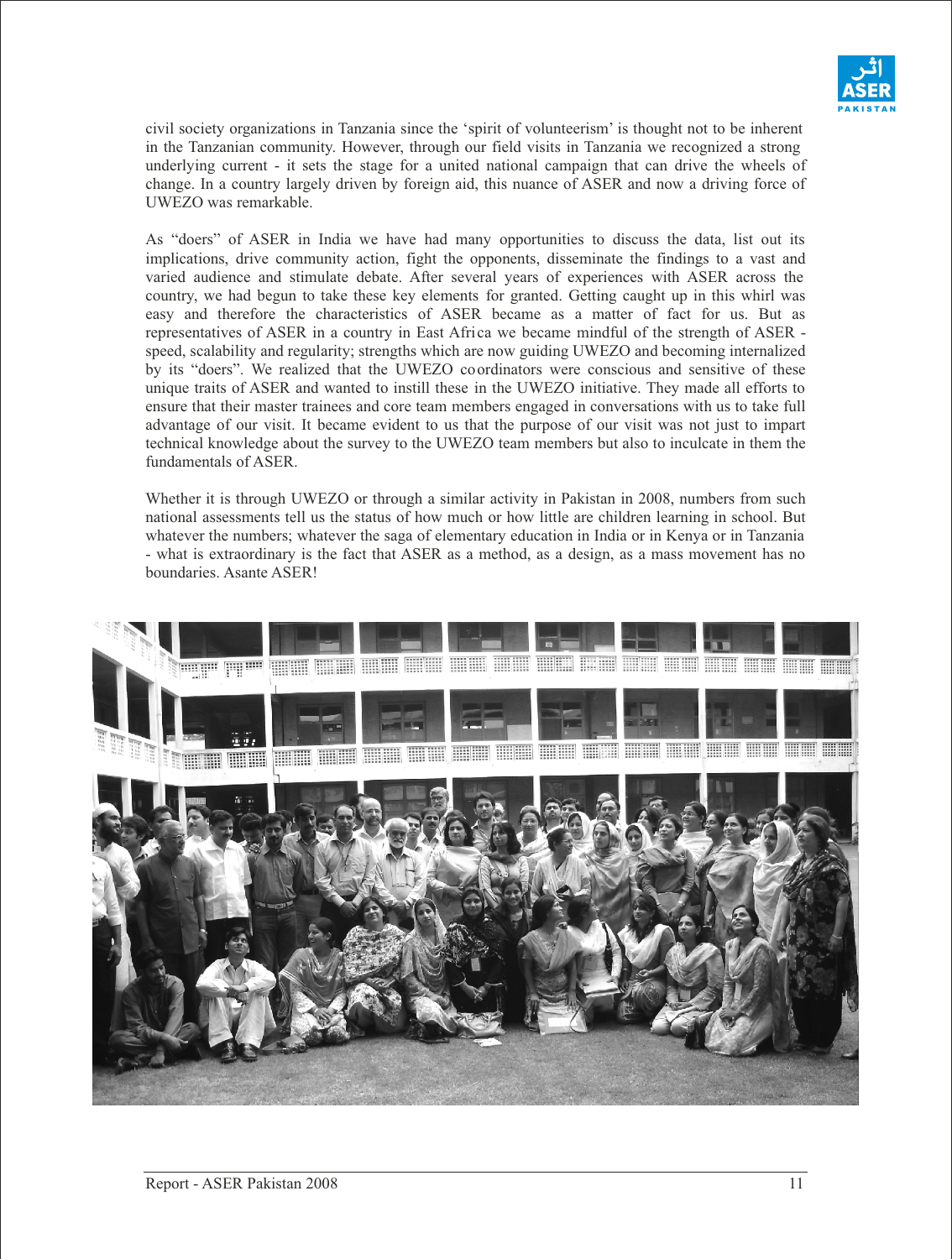civil society organizations in Tanzania since the 'spirit of volunteerism' is thought not to be inherent in the Tanzanian community. However, through our field visits in Tanzania we recognized a strong underlying current - it sets the stage for a united national campaign that can drive the wheels of change. In a country largely driven by foreign aid, this nuance of ASER and now a driving force of UWEZO was remarkable.

As "doers" of ASER in India we have had many opportunities to discuss the data, list out its implications, drive community action, fight the opponents, disseminate the findings to a vast and varied audience and stimulate debate. After several years of experiences with ASER across the country, we had begun to take these key elements for granted. Getting caught up in this whirl was easy and therefore the characteristics of ASER became as a matter of fact for us. But as representatives of ASER in a country in East Africa we became mindful of the strength of ASER - speed, scalability and regularity; strengths which are now guiding UWEZO and becoming internalized by its "doers". We realized that the UWEZO coordinators were conscious and sensitive of these unique traits of ASER and wanted to instill these in the UWEZO initiative. They made all efforts to ensure that their master trainees and core team members engaged in conversations with us to take full advantage of our visit. It became evident to us that the purpose of our visit was not just to impart technical knowledge about the survey to the UWEZO team members but also to inculcate in them the fundamentals of ASER.

Whether it is through UWEZO or through a similar activity in Pakistan in 2008, numbers from such national assessments tell us the status of how much or how little are children learning in school. But whatever the numbers; whatever the saga of elementary education in India or in Kenya or in Tanzania - what is extraordinary is the fact that ASER as a method, as a design, as a mass movement has no boundaries. Asante ASER!